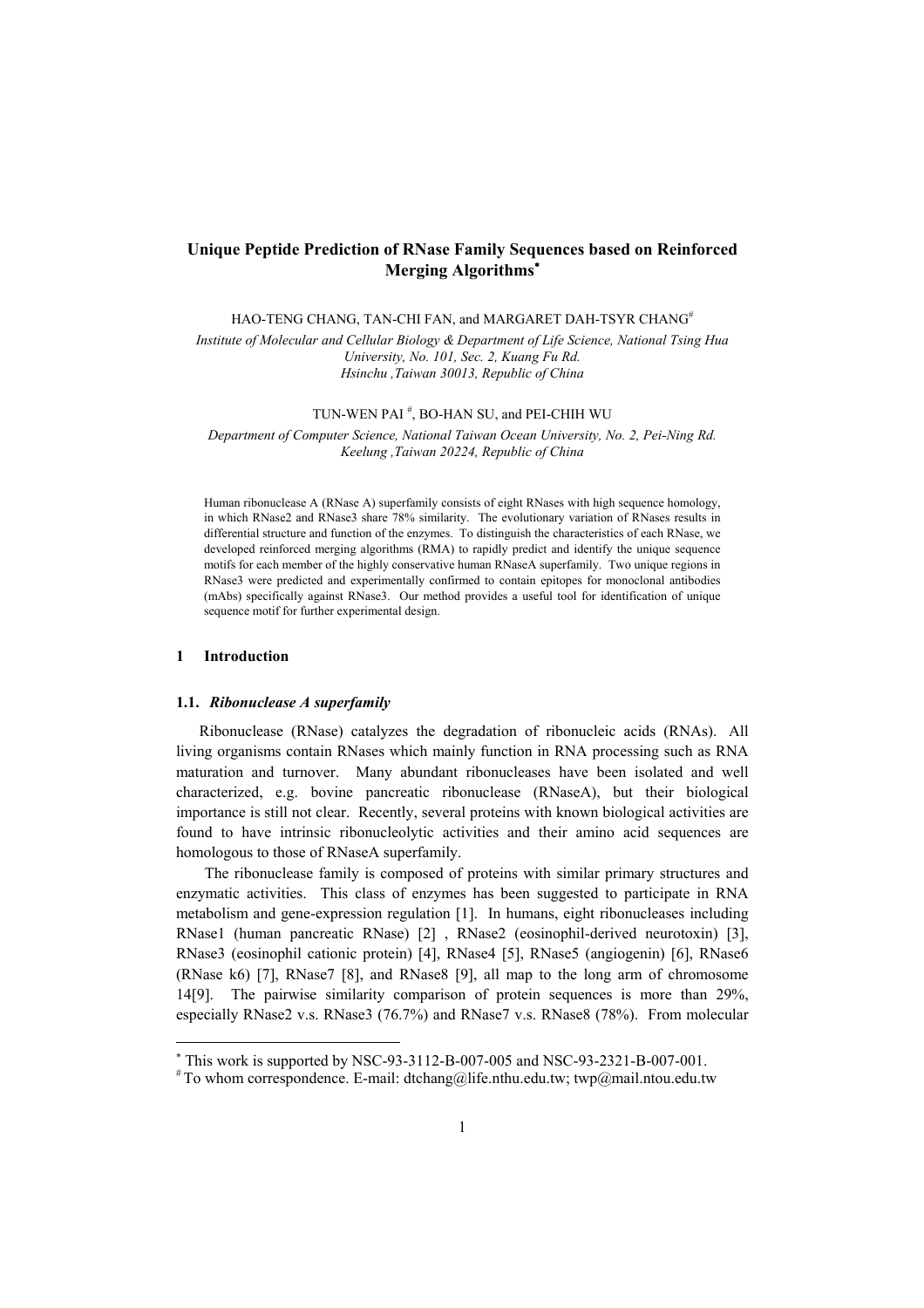# Unique Peptide Prediction of RNase Family Sequences based on Reinforced Merging Algorithms*

HAO-TENG CHANG, TAN-CHI FAN, and MARGARET DAH-TSYR CHANG#

*Institute of Molecular and Cellular Biology & Department of Life Science, National Tsing Hua University, No. 101, Sec. 2, Kuang Fu Rd. Hsinchu ,Taiwan 30013, Republic of China*

TUN-WEN PAI #, BO-HAN SU, and PEI-CHIH WU

*Department of Computer Science, National Taiwan Ocean University, No. 2, Pei-Ning Rd. Keelung ,Taiwan 20224, Republic of China*

Human ribonuclease A (RNase A) superfamily consists of eight RNases with high sequence homology, in which RNase2 and RNase3 share 78% similarity. The evolutionary variation of RNases results in differential structure and function of the enzymes. To distinguish the characteristics of each RNase, we developed reinforced merging algorithms (RMA) to rapidly predict and identify the unique sequence motifs for each member of the highly conservative human RNaseA superfamily. Two unique regions in RNase3 were predicted and experimentally confirmed to contain epitopes for monoclonal antibodies (mAbs) specifically against RNase3. Our method provides a useful tool for identification of unique sequence motif for further experimental design.

## 1 Introduction

### 1.1. *Ribonuclease A superfamily*

Ribonuclease (RNase) catalyzes the degradation of ribonucleic acids (RNAs). All living organisms contain RNases which mainly function in RNA processing such as RNA maturation and turnover. Many abundant ribonucleases have been isolated and well characterized, e.g. bovine pancreatic ribonuclease (RNaseA), but their biological importance is still not clear. Recently, several proteins with known biological activities are found to have intrinsic ribonucleolytic activities and their amino acid sequences are homologous to those of RNaseA superfamily.

The ribonuclease family is composed of proteins with similar primary structures and enzymatic activities. This class of enzymes has been suggested to participate in RNA metabolism and gene-expression regulation [1]. In humans, eight ribonucleases including RNase1 (human pancreatic RNase) [2] , RNase2 (eosinophil-derived neurotoxin) [3], RNase3 (eosinophil cationic protein) [4], RNase4 [5], RNase5 (angiogenin) [6], RNase6 (RNase k6) [7], RNase7 [8], and RNase8 [9], all map to the long arm of chromosome 14[9]. The pairwise similarity comparison of protein sequences is more than 29%, especially RNase2 v.s. RNase3 (76.7%) and RNase7 v.s. RNase8 (78%). From molecular

---

* This work is supported by NSC-93-3112-B-007-005 and NSC-93-2321-B-007-001.

# To whom correspondence. E-mail: dtchang@life.nthu.edu.tw; twp@mail.ntou.edu.tw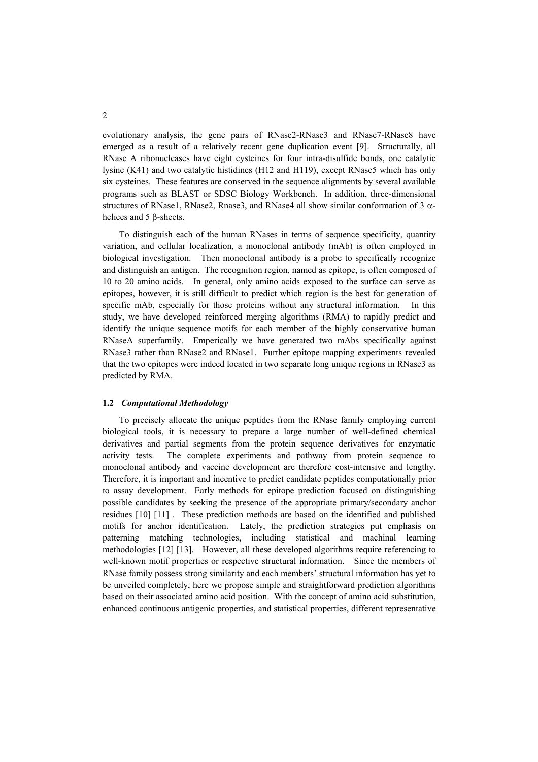evolutionary analysis, the gene pairs of RNase2-RNase3 and RNase7-RNase8 have emerged as a result of a relatively recent gene duplication event [9]. Structurally, all RNase A ribonucleases have eight cysteines for four intra-disulfide bonds, one catalytic lysine (K41) and two catalytic histidines (H12 and H119), except RNase5 which has only six cysteines. These features are conserved in the sequence alignments by several available programs such as BLAST or SDSC Biology Workbench. In addition, three-dimensional structures of RNase1, RNase2, Rnase3, and RNase4 all show similar conformation of 3 $\alpha$-helices and 5 $\beta$-sheets.

To distinguish each of the human RNases in terms of sequence specificity, quantity variation, and cellular localization, a monoclonal antibody (mAb) is often employed in biological investigation. Then monoclonal antibody is a probe to specifically recognize and distinguish an antigen. The recognition region, named as epitope, is often composed of 10 to 20 amino acids. In general, only amino acids exposed to the surface can serve as epitopes, however, it is still difficult to predict which region is the best for generation of specific mAb, especially for those proteins without any structural information. In this study, we have developed reinforced merging algorithms (RMA) to rapidly predict and identify the unique sequence motifs for each member of the highly conservative human RNaseA superfamily. Emperically we have generated two mAbs specifically against RNase3 rather than RNase2 and RNase1. Further epitope mapping experiments revealed that the two epitopes were indeed located in two separate long unique regions in RNase3 as predicted by RMA.

### 1.2 *Computational Methodology*

To precisely allocate the unique peptides from the RNase family employing current biological tools, it is necessary to prepare a large number of well-defined chemical derivatives and partial segments from the protein sequence derivatives for enzymatic activity tests. The complete experiments and pathway from protein sequence to monoclonal antibody and vaccine development are therefore cost-intensive and lengthy. Therefore, it is important and incentive to predict candidate peptides computationally prior to assay development. Early methods for epitope prediction focused on distinguishing possible candidates by seeking the presence of the appropriate primary/secondary anchor residues [10] [11] . These prediction methods are based on the identified and published motifs for anchor identification. Lately, the prediction strategies put emphasis on patterning matching technologies, including statistical and machinal learning methodologies [12] [13]. However, all these developed algorithms require referencing to well-known motif properties or respective structural information. Since the members of RNase family possess strong similarity and each members' structural information has yet to be unveiled completely, here we propose simple and straightforward prediction algorithms based on their associated amino acid position. With the concept of amino acid substitution, enhanced continuous antigenic properties, and statistical properties, different representative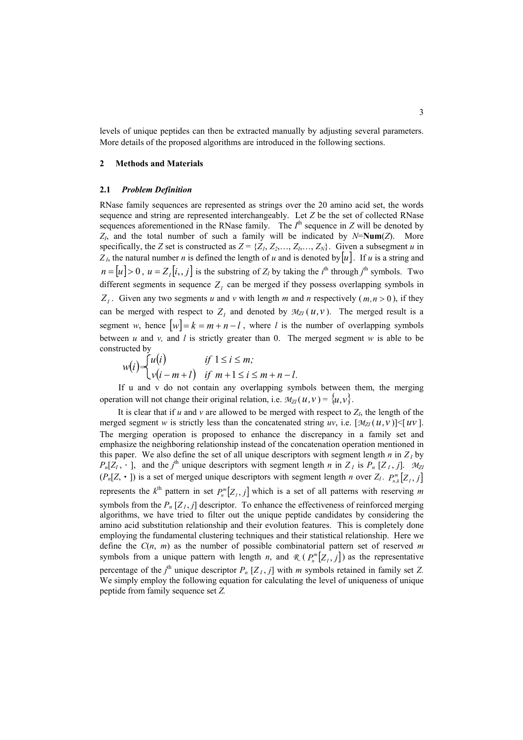levels of unique peptides can then be extracted manually by adjusting several parameters. More details of the proposed algorithms are introduced in the following sections.

## 2 Methods and Materials

### 2.1 *Problem Definition*

RNase family sequences are represented as strings over the 20 amino acid set, the words sequence and string are represented interchangeably. Let $Z$ be the set of collected RNase sequences aforementioned in the RNase family. The $I^{\text{th}}$ sequence in $Z$ will be denoted by $Z_I$, and the total number of such a family will be indicated by $N$=**Num**($Z$). More specifically, the $Z$ set is constructed as $Z = \{Z_1, Z_2,\ldots, Z_I,\ldots, Z_N\}$. Given a subsegment $u$ in $Z_I$, the natural number $n$ is defined the length of $u$ and is denoted by $[u]$. If $u$ is a string and $n = [u] > 0$, $u = Z_I[i,, j]$ is the substring of $Z_I$ by taking the $i^{\text{th}}$ through $j^{\text{th}}$ symbols. Two different segments in sequence $Z_I$ can be merged if they possess overlapping symbols in $Z_I$. Given any two segments $u$ and $v$ with length $m$ and $n$ respectively ($m, n > 0$), if they can be merged with respect to $Z_I$ and denoted by $\mathcal{M}_{ZI}(u, v)$. The merged result is a segment $w$, hence $[w] = k = m + n - l$, where $l$ is the number of overlapping symbols between $u$ and $v$, and $l$ is strictly greater than 0. The merged segment $w$ is able to be constructed by

$$w(i) = \begin{cases} u(i) & \text{if } 1 \le i \le m; \\ v(i - m + l) & \text{if } m + 1 \le i \le m + n - l. \end{cases}$$

If u and v do not contain any overlapping symbols between them, the merging operation will not change their original relation, i.e. $\mathcal{M}_{ZI}(u, v) = \{u, v\}$.

It is clear that if $u$ and $v$ are allowed to be merged with respect to $Z_I$, the length of the merged segment $w$ is strictly less than the concatenated string $uv$, i.e. $[\mathcal{M}_{ZI}(u, v)] < [uv]$. The merging operation is proposed to enhance the discrepancy in a family set and emphasize the neighboring relationship instead of the concatenation operation mentioned in this paper. We also define the set of all unique descriptors with segment length $n$ in $Z_I$ by $P_n[Z_I, \cdot\,]$, and the $j^{\text{th}}$ unique descriptors with segment length $n$ in $Z_I$ is $P_n[Z_I, j]$. $\mathcal{M}_{ZI}$ ($P_n[Z, \cdot\,]$) is a set of merged unique descriptors with segment length $n$ over $Z_I$. $P^m_{n,k}[Z_I, j]$ represents the $k^{\text{th}}$ pattern in set $P^m_n[Z_I, j]$ which is a set of all patterns with reserving $m$ symbols from the $P_n[Z_I, j]$ descriptor. To enhance the effectiveness of reinforced merging algorithms, we have tried to filter out the unique peptide candidates by considering the amino acid substitution relationship and their evolution features. This is completely done employing the fundamental clustering techniques and their statistical relationship. Here we define the $C(n, m)$ as the number of possible combinatorial pattern set of reserved $m$ symbols from a unique pattern with length $n$, and $\mathcal{R}$ ( $P^m_n[Z_I, j]$ ) as the representative percentage of the $j^{\text{th}}$ unique descriptor $P_n[Z_I, j]$ with $m$ symbols retained in family set $Z$. We simply employ the following equation for calculating the level of uniqueness of unique peptide from family sequence set $Z$.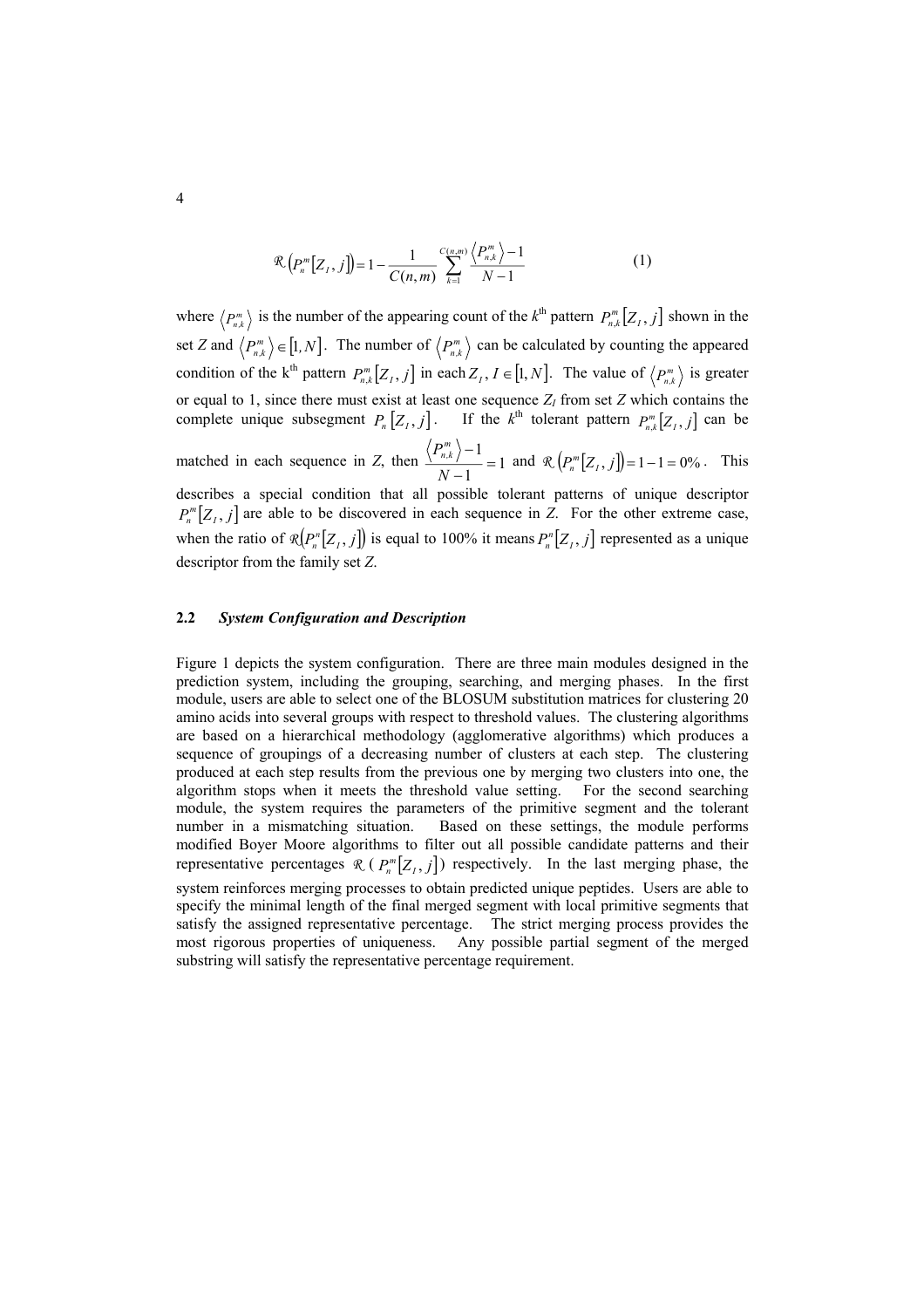$$\mathcal{R}\left(P_n^m[Z_I, j]\right) = 1 - \frac{1}{C(n,m)} \sum_{k=1}^{C(n,m)} \frac{\left\langle P_{n,k}^m \right\rangle - 1}{N - 1} \tag{1}$$

where $\left\langle P_{n,k}^m \right\rangle$ is the number of the appearing count of the $k^{\text{th}}$ pattern $P_{n,k}^m[Z_I, j]$ shown in the set *Z* and $\left\langle P_{n,k}^m \right\rangle \in [1, N]$. The number of $\left\langle P_{n,k}^m \right\rangle$ can be calculated by counting the appeared condition of the $\text{k}^{\text{th}}$ pattern $P_{n,k}^m[Z_I, j]$ in each $Z_I$, $I \in [1, N]$. The value of $\left\langle P_{n,k}^m \right\rangle$ is greater or equal to 1, since there must exist at least one sequence $Z_I$ from set *Z* which contains the complete unique subsegment $P_n[Z_I, j]$. If the $k^{\text{th}}$ tolerant pattern $P_{n,k}^m[Z_I, j]$ can be matched in each sequence in *Z*, then $\frac{\left\langle P_{n,k}^m \right\rangle - 1}{N - 1} = 1$ and $\mathcal{R}\left(P_n^m[Z_I, j]\right) = 1 - 1 = 0\%$. This describes a special condition that all possible tolerant patterns of unique descriptor $P_n^m[Z_I, j]$ are able to be discovered in each sequence in *Z*. For the other extreme case, when the ratio of $\mathcal{R}\left(P_n^n[Z_I, j]\right)$ is equal to 100% it means $P_n^n[Z_I, j]$ represented as a unique descriptor from the family set *Z*.

### 2.2 *System Configuration and Description*

Figure 1 depicts the system configuration. There are three main modules designed in the prediction system, including the grouping, searching, and merging phases. In the first module, users are able to select one of the BLOSUM substitution matrices for clustering 20 amino acids into several groups with respect to threshold values. The clustering algorithms are based on a hierarchical methodology (agglomerative algorithms) which produces a sequence of groupings of a decreasing number of clusters at each step. The clustering produced at each step results from the previous one by merging two clusters into one, the algorithm stops when it meets the threshold value setting. For the second searching module, the system requires the parameters of the primitive segment and the tolerant number in a mismatching situation. Based on these settings, the module performs modified Boyer Moore algorithms to filter out all possible candidate patterns and their representative percentages $\mathcal{R}$ ( $P_n^m[Z_I, j]$) respectively. In the last merging phase, the system reinforces merging processes to obtain predicted unique peptides. Users are able to specify the minimal length of the final merged segment with local primitive segments that satisfy the assigned representative percentage. The strict merging process provides the most rigorous properties of uniqueness. Any possible partial segment of the merged substring will satisfy the representative percentage requirement.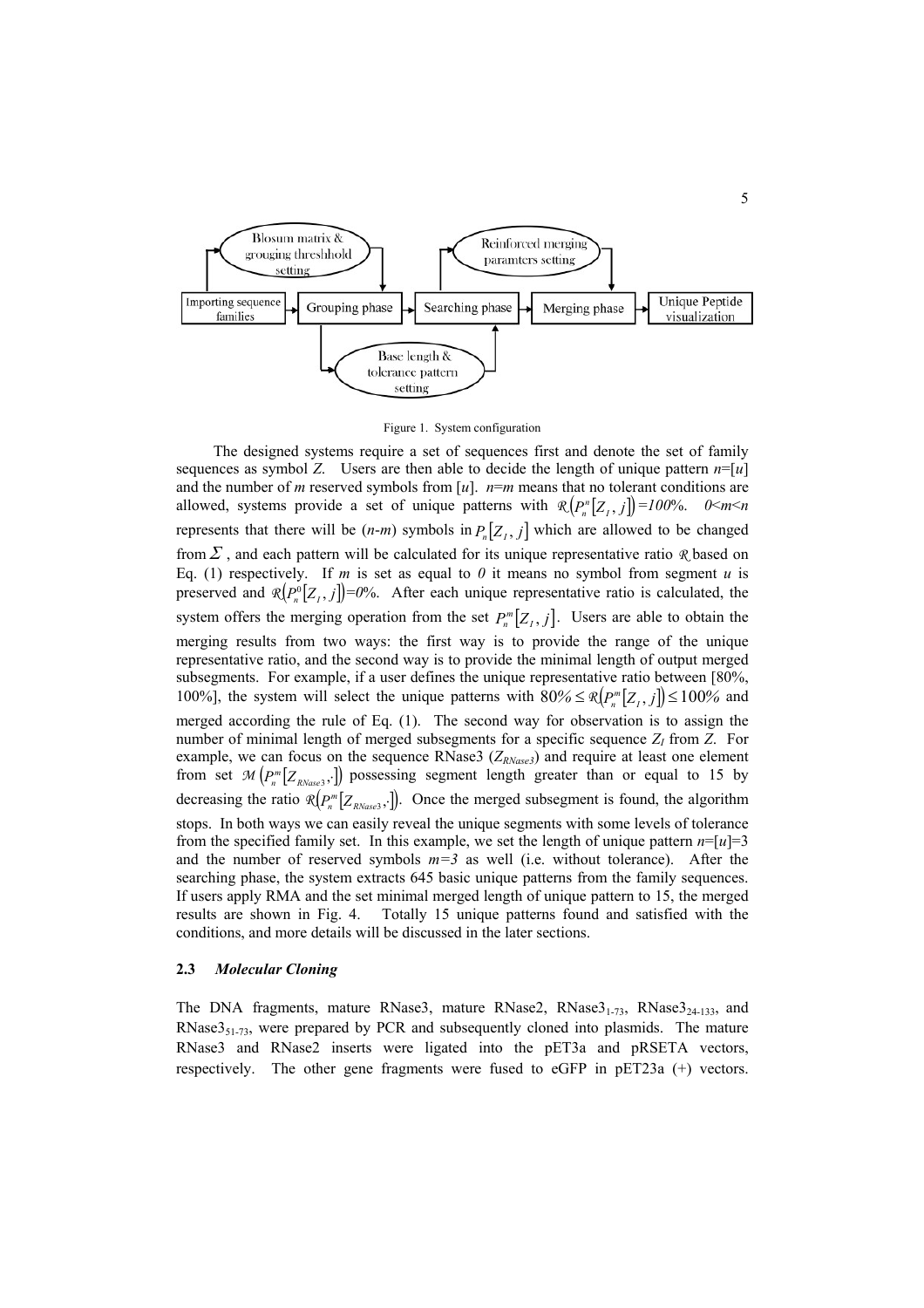Figure 1. System configuration

The designed systems require a set of sequences first and denote the set of family sequences as symbol *Z*. Users are then able to decide the length of unique pattern $n=[u]$ and the number of *m* reserved symbols from $[u]$. $n=m$ means that no tolerant conditions are allowed, systems provide a set of unique patterns with $\mathcal{R}\left(P_n^n[Z_I, j]\right)=100\%$. $0<m<n$ represents that there will be $(n-m)$ symbols in $P_n[Z_I, j]$ which are allowed to be changed from $\Sigma$, and each pattern will be calculated for its unique representative ratio $\mathcal{R}$ based on Eq. (1) respectively. If *m* is set as equal to *0* it means no symbol from segment *u* is preserved and $\mathcal{R}\left(P_n^0[Z_I, j]\right)=0\%$. After each unique representative ratio is calculated, the system offers the merging operation from the set $P_n^m[Z_I, j]$. Users are able to obtain the merging results from two ways: the first way is to provide the range of the unique representative ratio, and the second way is to provide the minimal length of output merged subsegments. For example, if a user defines the unique representative ratio between [80%, 100%], the system will select the unique patterns with $80\% \leq \mathcal{R}\left(P_n^m[Z_I, j]\right) \leq 100\%$ and merged according the rule of Eq. (1). The second way for observation is to assign the number of minimal length of merged subsegments for a specific sequence $Z_I$ from *Z*. For example, we can focus on the sequence RNase3 ($Z_{RNase3}$) and require at least one element from set $\mathcal{M}\left(P_n^m[Z_{RNase3}, \cdot]\right)$ possessing segment length greater than or equal to 15 by decreasing the ratio $\mathcal{R}\left(P_n^m[Z_{RNase3}, \cdot]\right)$. Once the merged subsegment is found, the algorithm stops. In both ways we can easily reveal the unique segments with some levels of tolerance from the specified family set. In this example, we set the length of unique pattern $n=[u]=3$ and the number of reserved symbols $m=3$ as well (i.e. without tolerance). After the searching phase, the system extracts 645 basic unique patterns from the family sequences. If users apply RMA and the set minimal merged length of unique pattern to 15, the merged results are shown in Fig. 4. Totally 15 unique patterns found and satisfied with the conditions, and more details will be discussed in the later sections.

### 2.3 *Molecular Cloning*

The DNA fragments, mature RNase3, mature RNase2, $\text{RNase3}_{1\text{-}73}$, $\text{RNase3}_{24\text{-}133}$, and $\text{RNase3}_{51\text{-}73}$, were prepared by PCR and subsequently cloned into plasmids. The mature RNase3 and RNase2 inserts were ligated into the pET3a and pRSETA vectors, respectively. The other gene fragments were fused to eGFP in pET23a (+) vectors.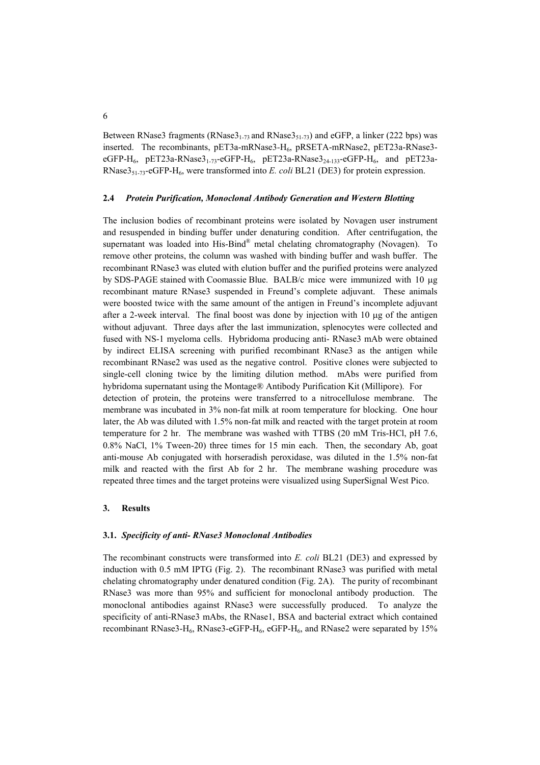Between RNase3 fragments ($RNase3_{1\text{-}73}$ and $RNase3_{51\text{-}73}$) and eGFP, a linker (222 bps) was inserted. The recombinants, pET3a-mRNase3-$H_6$, pRSETA-mRNase2, pET23a-RNase3-eGFP-$H_6$, pET23a-$RNase3_{1\text{-}73}$-eGFP-$H_6$, pET23a-$RNase3_{24\text{-}133}$-eGFP-$H_6$, and pET23a-$RNase3_{51\text{-}73}$-eGFP-$H_6$, were transformed into *E. coli* BL21 (DE3) for protein expression.

### 2.4 *Protein Purification, Monoclonal Antibody Generation and Western Blotting*

The inclusion bodies of recombinant proteins were isolated by Novagen user instrument and resuspended in binding buffer under denaturing condition. After centrifugation, the supernatant was loaded into His-Bind® metal chelating chromatography (Novagen). To remove other proteins, the column was washed with binding buffer and wash buffer. The recombinant RNase3 was eluted with elution buffer and the purified proteins were analyzed by SDS-PAGE stained with Coomassie Blue. BALB/c mice were immunized with 10 μg recombinant mature RNase3 suspended in Freund's complete adjuvant. These animals were boosted twice with the same amount of the antigen in Freund's incomplete adjuvant after a 2-week interval. The final boost was done by injection with 10 μg of the antigen without adjuvant. Three days after the last immunization, splenocytes were collected and fused with NS-1 myeloma cells. Hybridoma producing anti- RNase3 mAb were obtained by indirect ELISA screening with purified recombinant RNase3 as the antigen while recombinant RNase2 was used as the negative control. Positive clones were subjected to single-cell cloning twice by the limiting dilution method. mAbs were purified from hybridoma supernatant using the Montage® Antibody Purification Kit (Millipore). For detection of protein, the proteins were transferred to a nitrocellulose membrane. The membrane was incubated in 3% non-fat milk at room temperature for blocking. One hour later, the Ab was diluted with 1.5% non-fat milk and reacted with the target protein at room temperature for 2 hr. The membrane was washed with TTBS (20 mM Tris-HCl, pH 7.6, 0.8% NaCl, 1% Tween-20) three times for 15 min each. Then, the secondary Ab, goat anti-mouse Ab conjugated with horseradish peroxidase, was diluted in the 1.5% non-fat milk and reacted with the first Ab for 2 hr. The membrane washing procedure was repeated three times and the target proteins were visualized using SuperSignal West Pico.

## 3. Results

### 3.1. *Specificity of anti- RNase3 Monoclonal Antibodies*

The recombinant constructs were transformed into *E. coli* BL21 (DE3) and expressed by induction with 0.5 mM IPTG (Fig. 2). The recombinant RNase3 was purified with metal chelating chromatography under denatured condition (Fig. 2A). The purity of recombinant RNase3 was more than 95% and sufficient for monoclonal antibody production. The monoclonal antibodies against RNase3 were successfully produced. To analyze the specificity of anti-RNase3 mAbs, the RNase1, BSA and bacterial extract which contained recombinant RNase3-$H_6$, RNase3-eGFP-$H_6$, eGFP-$H_6$, and RNase2 were separated by 15%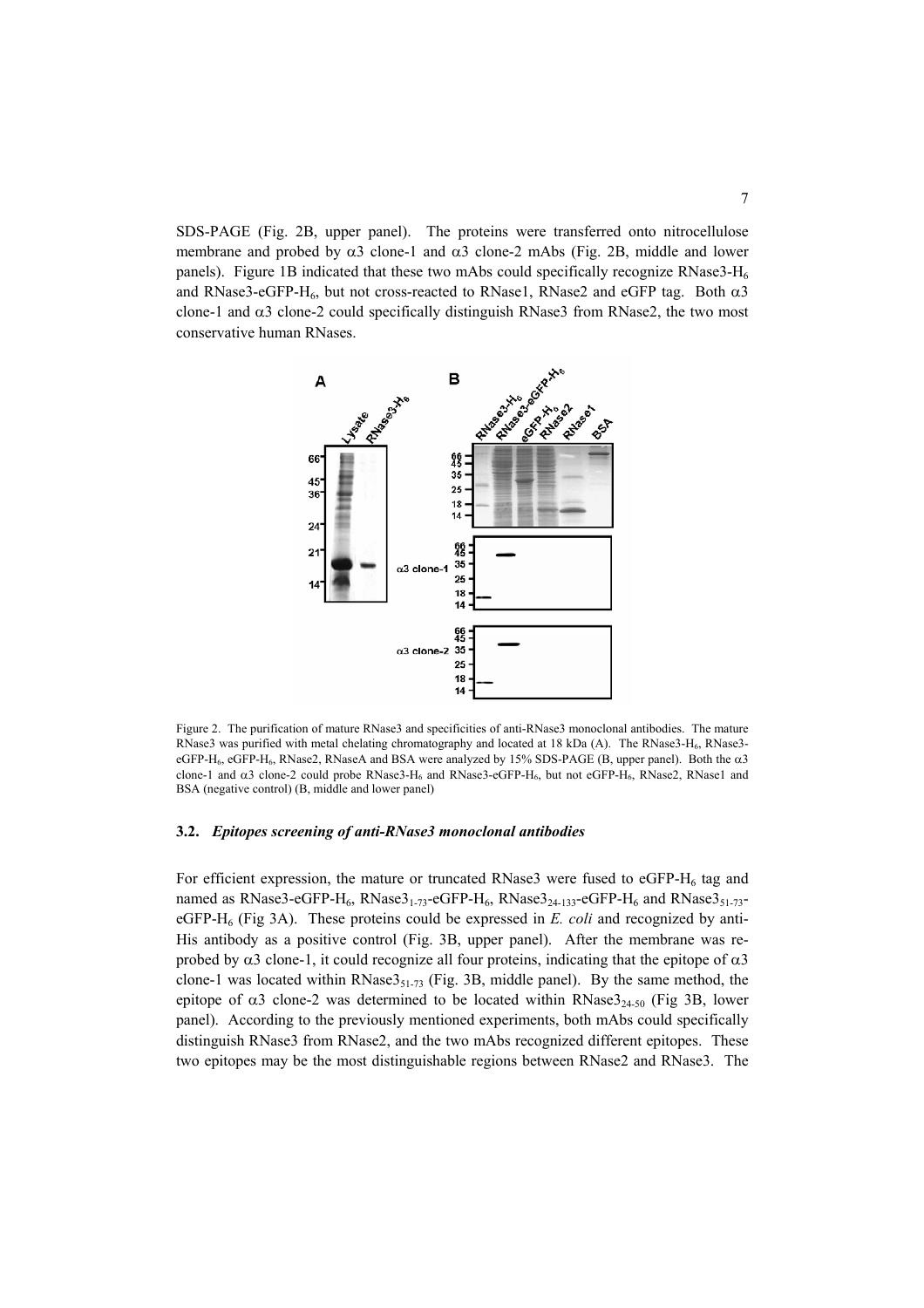SDS-PAGE (Fig. 2B, upper panel). The proteins were transferred onto nitrocellulose membrane and probed by α3 clone-1 and α3 clone-2 mAbs (Fig. 2B, middle and lower panels). Figure 1B indicated that these two mAbs could specifically recognize RNase3-$H_6$ and RNase3-eGFP-$H_6$, but not cross-reacted to RNase1, RNase2 and eGFP tag. Both α3 clone-1 and α3 clone-2 could specifically distinguish RNase3 from RNase2, the two most conservative human RNases.

Figure 2. The purification of mature RNase3 and specificities of anti-RNase3 monoclonal antibodies. The mature RNase3 was purified with metal chelating chromatography and located at 18 kDa (A). The RNase3-$H_6$, RNase3-eGFP-$H_6$, eGFP-$H_6$, RNase2, RNaseA and BSA were analyzed by 15% SDS-PAGE (B, upper panel). Both the α3 clone-1 and α3 clone-2 could probe RNase3-$H_6$ and RNase3-eGFP-$H_6$, but not eGFP-$H_6$, RNase2, RNase1 and BSA (negative control) (B, middle and lower panel)

### 3.2. *Epitopes screening of anti-RNase3 monoclonal antibodies*

For efficient expression, the mature or truncated RNase3 were fused to eGFP-$H_6$ tag and named as RNase3-eGFP-$H_6$, RNase3$_{1-73}$-eGFP-$H_6$, RNase3$_{24-133}$-eGFP-$H_6$ and RNase3$_{51-73}$-eGFP-$H_6$ (Fig 3A). These proteins could be expressed in *E. coli* and recognized by anti-His antibody as a positive control (Fig. 3B, upper panel). After the membrane was re-probed by α3 clone-1, it could recognize all four proteins, indicating that the epitope of α3 clone-1 was located within RNase3$_{51-73}$ (Fig. 3B, middle panel). By the same method, the epitope of α3 clone-2 was determined to be located within RNase3$_{24-50}$ (Fig 3B, lower panel). According to the previously mentioned experiments, both mAbs could specifically distinguish RNase3 from RNase2, and the two mAbs recognized different epitopes. These two epitopes may be the most distinguishable regions between RNase2 and RNase3. The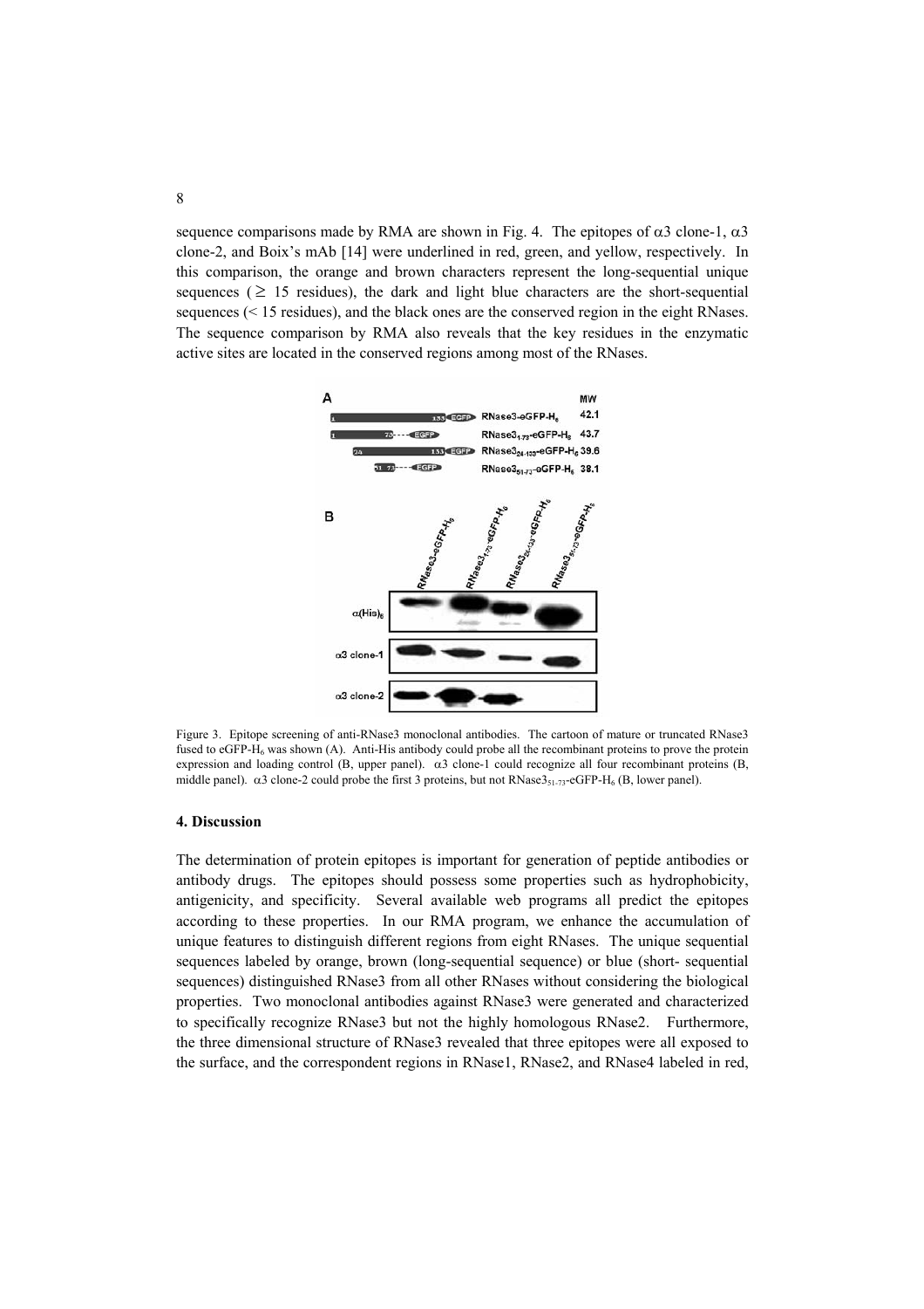sequence comparisons made by RMA are shown in Fig. 4. The epitopes of α3 clone-1, α3 clone-2, and Boix's mAb [14] were underlined in red, green, and yellow, respectively. In this comparison, the orange and brown characters represent the long-sequential unique sequences (≥ 15 residues), the dark and light blue characters are the short-sequential sequences (< 15 residues), and the black ones are the conserved region in the eight RNases. The sequence comparison by RMA also reveals that the key residues in the enzymatic active sites are located in the conserved regions among most of the RNases.

Figure 3. Epitope screening of anti-RNase3 monoclonal antibodies. The cartoon of mature or truncated RNase3 fused to eGFP-$H_6$ was shown (A). Anti-His antibody could probe all the recombinant proteins to prove the protein expression and loading control (B, upper panel). α3 clone-1 could recognize all four recombinant proteins (B, middle panel). α3 clone-2 could probe the first 3 proteins, but not $RNase3_{51-73}$-eGFP-$H_6$ (B, lower panel).

## 4. Discussion

The determination of protein epitopes is important for generation of peptide antibodies or antibody drugs. The epitopes should possess some properties such as hydrophobicity, antigenicity, and specificity. Several available web programs all predict the epitopes according to these properties. In our RMA program, we enhance the accumulation of unique features to distinguish different regions from eight RNases. The unique sequential sequences labeled by orange, brown (long-sequential sequence) or blue (short- sequential sequences) distinguished RNase3 from all other RNases without considering the biological properties. Two monoclonal antibodies against RNase3 were generated and characterized to specifically recognize RNase3 but not the highly homologous RNase2. Furthermore, the three dimensional structure of RNase3 revealed that three epitopes were all exposed to the surface, and the correspondent regions in RNase1, RNase2, and RNase4 labeled in red,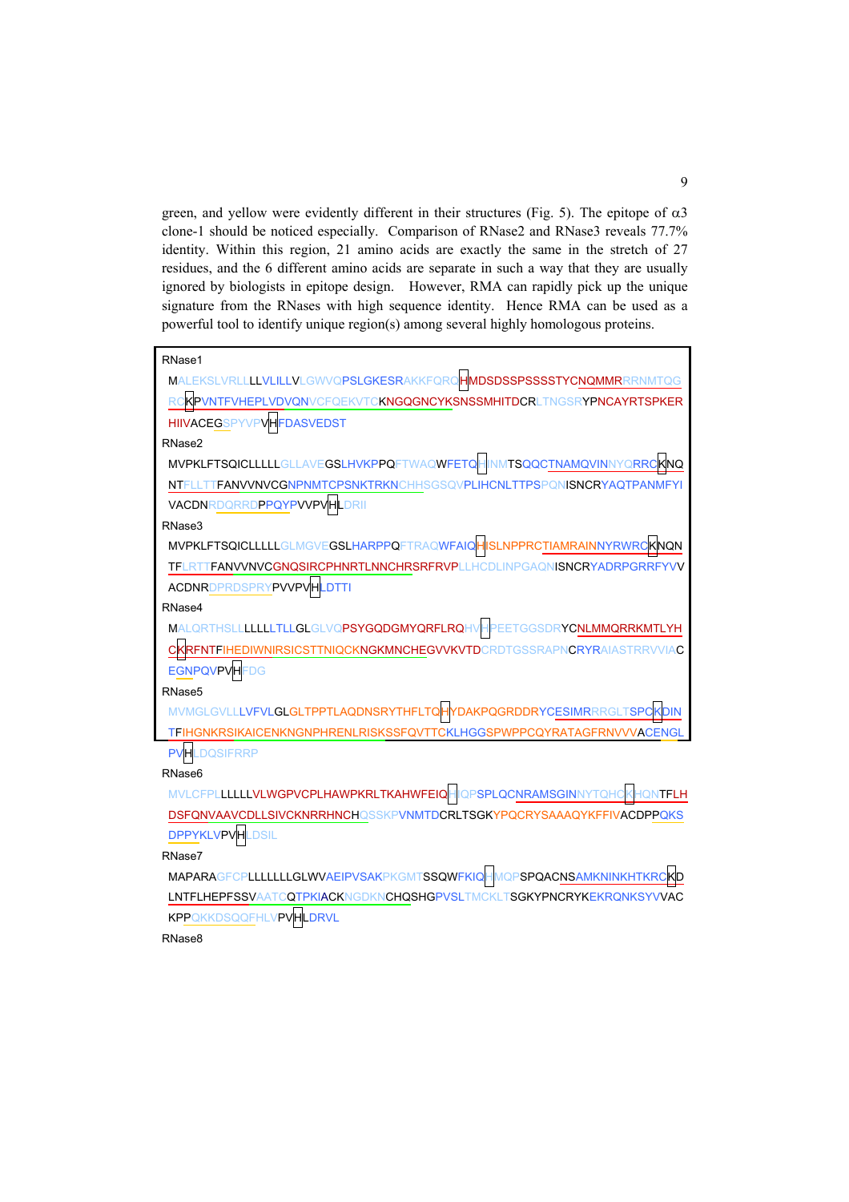green, and yellow were evidently different in their structures (Fig. 5). The epitope of $\alpha 3$ clone-1 should be noticed especially. Comparison of RNase2 and RNase3 reveals 77.7% identity. Within this region, 21 amino acids are exactly the same in the stretch of 27 residues, and the 6 different amino acids are separate in such a way that they are usually ignored by biologists in epitope design. However, RMA can rapidly pick up the unique signature from the RNases with high sequence identity. Hence RMA can be used as a powerful tool to identify unique region(s) among several highly homologous proteins.

RNase1

MALEKSLVRLLLLVLILLVLGWVQPSLGKESRAKKFQRQHMDSDSSPSSSSTYCNQMMRRRNMTQG RCKPVNTFVHEPLVDVQNVCFQEKVTCKNGQGNCYKSNSSMHITDCRLTNGSRYPNCAYRTSPKER HIIVACEGSPYVPVHFDASVEDST

RNase2

MVPKLFTSQICLLLLLGLLAVEGSLHVKPPQFTWAQWFETQHINMTSQQCTNAMQVINNYQRRCKNQ NTFLLTTFANVVNVCGNPNMTCPSNKTRKNCHHSGSQVPLIHCNLTTPSPQNISNCRYAQTPANMFYI VACDNRDQRRDPPQYPVVPVHLDRII

RNase3

MVPKLFTSQICLLLLLGLMGVEGSLHARPPQFTRAQWFAIQHISLNPPRCTIAMRAINNYRWRCKNQN TFLRTTFANVVNVCGNQSIRCPHNRTLNNCHRSRFRVPLLHCDLINPGAQNISNCRYADRPGRRFYVV ACDNRDPRDSPRYPVVPVHLDTTI

RNase4

MALQRTHSLLLLLLLTLLGLGLVQPSYGQDGMYQRFLRQHVHPEETGGSDRYCNLMMQRRKMTLYH CKRFNTFIHEDIWNIRSICSTTNIQCKNGKMNCHEGVVKVTDCRDTGSSRAPNCRYRAIASTRRVVIAC EGNPQVPVHFDG

RNase5

MVMGLGVLLLVFVLGLGLTPPTLAQDNSRYTHFLTQHYDAKPQGRDDRYCESIMRRRGLTSPCKDIN TFIHGNKRSIKAICENKNGNPHRENLRISKSSFQVTTCKLHGGSPWPPCQYRATAGFRNVVVACENGL PVHLDQSIFRRP

RNase6

MVLCFPLLLLLLVLWGPVCPLHAWPKRLTKAHWFEIQHIQPSPLQCNRAMSGINNYTQHCKHQNTFLH DSFQNVAAVCDLLSIVCKNRRHNCHQSSKPVNMTDCRLTSGKYPQCRYSAAAQYKFFIVACDPPQKS DPPYKLVPVHLDSIL

RNase7

MAPARAGFCPLLLLLLLGLWVAEIPVSAKPKGMTSSQWFKIQHMQPSPQACNSAMKNINKHTKRCKD LNTFLHEPFSSVAATCQTPKIACKNGDKNCHQSHGPVSLTMCKLTSGKYPNCRYKEKRQNKSYVVAC KPPQKKDSQQFHLVPVHLDRVL

RNase8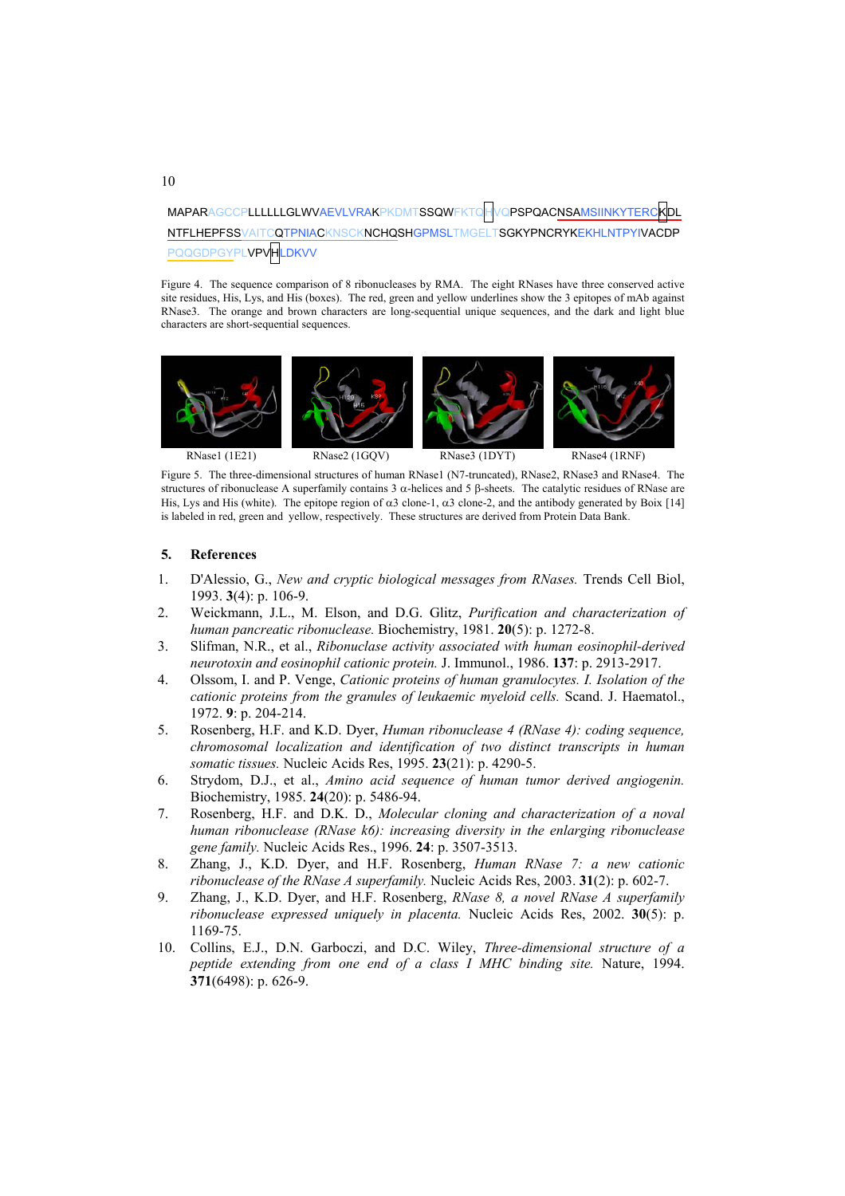MAPARAGCCPLLLLLLGLWVAEVLVRAKPKDMTSSQWFKTQHVQPSPQACNSAMSIINKYTERCKDL
NTFLHEPFSSVAITCQTPNIACKNSCKNCHQSHGPMSLTMGELTSGKYPNCRYKEKHLNTPYIVACDP
PQQGDPGYPLVPVHLDKVV

Figure 4. The sequence comparison of 8 ribonucleases by RMA. The eight RNases have three conserved active site residues, His, Lys, and His (boxes). The red, green and yellow underlines show the 3 epitopes of mAb against RNase3. The orange and brown characters are long-sequential unique sequences, and the dark and light blue characters are short-sequential sequences.

RNase1 (1E21) RNase2 (1GQV) RNase3 (1DYT) RNase4 (1RNF)

Figure 5. The three-dimensional structures of human RNase1 (N7-truncated), RNase2, RNase3 and RNase4. The structures of ribonuclease A superfamily contains 3 α-helices and 5 β-sheets. The catalytic residues of RNase are His, Lys and His (white). The epitope region of α3 clone-1, α3 clone-2, and the antibody generated by Boix [14] is labeled in red, green and yellow, respectively. These structures are derived from Protein Data Bank.

## 5. References

1. D'Alessio, G., *New and cryptic biological messages from RNases.* Trends Cell Biol, 1993. **3**(4): p. 106-9.
2. Weickmann, J.L., M. Elson, and D.G. Glitz, *Purification and characterization of human pancreatic ribonuclease.* Biochemistry, 1981. **20**(5): p. 1272-8.
3. Slifman, N.R., et al., *Ribonuclease activity associated with human eosinophil-derived neurotoxin and eosinophil cationic protein.* J. Immunol., 1986. **137**: p. 2913-2917.
4. Olssom, I. and P. Venge, *Cationic proteins of human granulocytes. I. Isolation of the cationic proteins from the granules of leukaemic myeloid cells.* Scand. J. Haematol., 1972. **9**: p. 204-214.
5. Rosenberg, H.F. and K.D. Dyer, *Human ribonuclease 4 (RNase 4): coding sequence, chromosomal localization and identification of two distinct transcripts in human somatic tissues.* Nucleic Acids Res, 1995. **23**(21): p. 4290-5.
6. Strydom, D.J., et al., *Amino acid sequence of human tumor derived angiogenin.* Biochemistry, 1985. **24**(20): p. 5486-94.
7. Rosenberg, H.F. and D.K. D., *Molecular cloning and characterization of a noval human ribonuclease (RNase k6): increasing diversity in the enlarging ribonuclease gene family.* Nucleic Acids Res., 1996. **24**: p. 3507-3513.
8. Zhang, J., K.D. Dyer, and H.F. Rosenberg, *Human RNase 7: a new cationic ribonuclease of the RNase A superfamily.* Nucleic Acids Res, 2003. **31**(2): p. 602-7.
9. Zhang, J., K.D. Dyer, and H.F. Rosenberg, *RNase 8, a novel RNase A superfamily ribonuclease expressed uniquely in placenta.* Nucleic Acids Res, 2002. **30**(5): p. 1169-75.
10. Collins, E.J., D.N. Garboczi, and D.C. Wiley, *Three-dimensional structure of a peptide extending from one end of a class I MHC binding site.* Nature, 1994. **371**(6498): p. 626-9.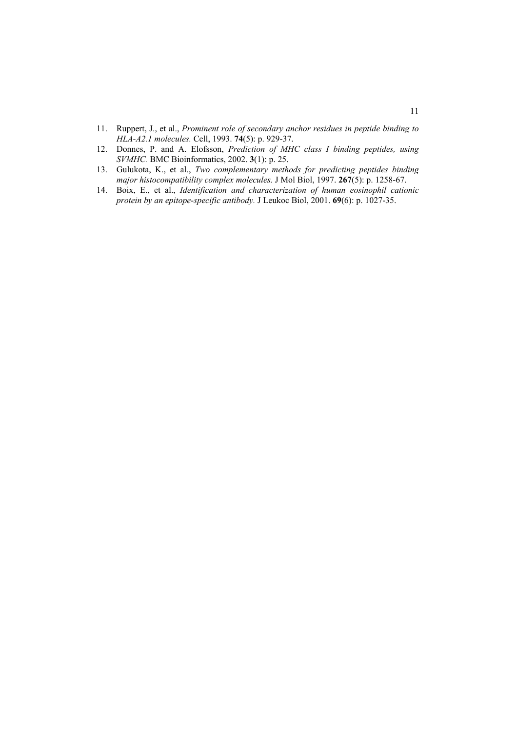11. Ruppert, J., et al., *Prominent role of secondary anchor residues in peptide binding to HLA-A2.1 molecules.* Cell, 1993. **74**(5): p. 929-37.
12. Donnes, P. and A. Elofsson, *Prediction of MHC class I binding peptides, using SVMHC.* BMC Bioinformatics, 2002. **3**(1): p. 25.
13. Gulukota, K., et al., *Two complementary methods for predicting peptides binding major histocompatibility complex molecules.* J Mol Biol, 1997. **267**(5): p. 1258-67.
14. Boix, E., et al., *Identification and characterization of human eosinophil cationic protein by an epitope-specific antibody.* J Leukoc Biol, 2001. **69**(6): p. 1027-35.